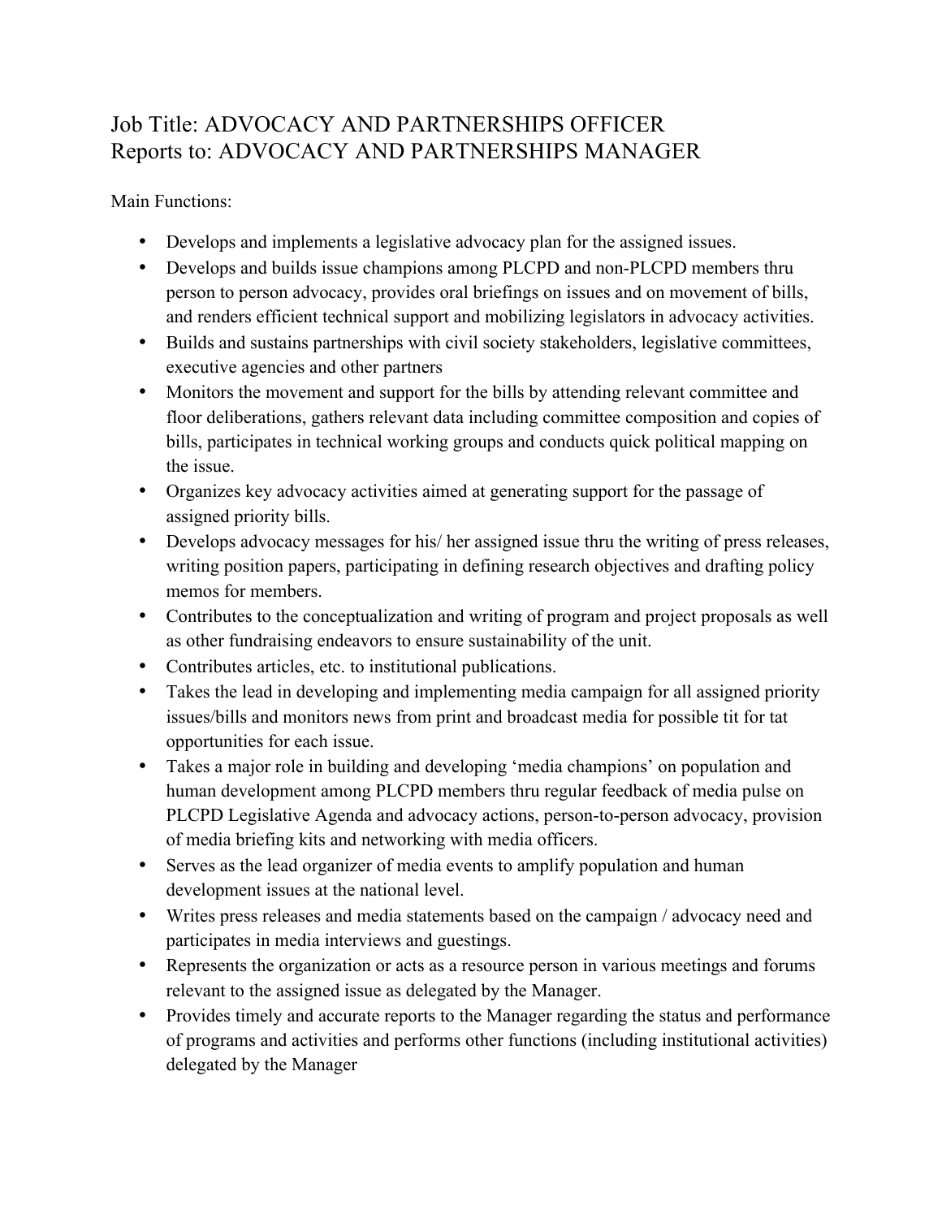Job Title: ADVOCACY AND PARTNERSHIPS OFFICER
Reports to: ADVOCACY AND PARTNERSHIPS MANAGER

Main Functions:

- Develops and implements a legislative advocacy plan for the assigned issues.
- Develops and builds issue champions among PLCPD and non-PLCPD members thru person to person advocacy, provides oral briefings on issues and on movement of bills, and renders efficient technical support and mobilizing legislators in advocacy activities.
- Builds and sustains partnerships with civil society stakeholders, legislative committees, executive agencies and other partners
- Monitors the movement and support for the bills by attending relevant committee and floor deliberations, gathers relevant data including committee composition and copies of bills, participates in technical working groups and conducts quick political mapping on the issue.
- Organizes key advocacy activities aimed at generating support for the passage of assigned priority bills.
- Develops advocacy messages for his/ her assigned issue thru the writing of press releases, writing position papers, participating in defining research objectives and drafting policy memos for members.
- Contributes to the conceptualization and writing of program and project proposals as well as other fundraising endeavors to ensure sustainability of the unit.
- Contributes articles, etc. to institutional publications.
- Takes the lead in developing and implementing media campaign for all assigned priority issues/bills and monitors news from print and broadcast media for possible tit for tat opportunities for each issue.
- Takes a major role in building and developing 'media champions' on population and human development among PLCPD members thru regular feedback of media pulse on PLCPD Legislative Agenda and advocacy actions, person-to-person advocacy, provision of media briefing kits and networking with media officers.
- Serves as the lead organizer of media events to amplify population and human development issues at the national level.
- Writes press releases and media statements based on the campaign / advocacy need and participates in media interviews and guestings.
- Represents the organization or acts as a resource person in various meetings and forums relevant to the assigned issue as delegated by the Manager.
- Provides timely and accurate reports to the Manager regarding the status and performance of programs and activities and performs other functions (including institutional activities) delegated by the Manager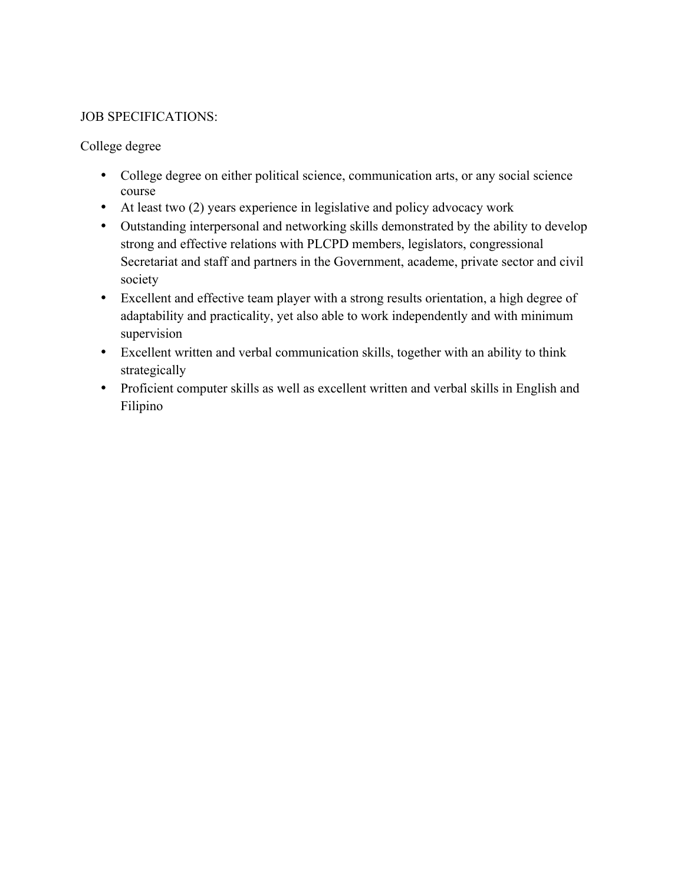JOB SPECIFICATIONS:

College degree

- College degree on either political science, communication arts, or any social science course
- At least two (2) years experience in legislative and policy advocacy work
- Outstanding interpersonal and networking skills demonstrated by the ability to develop strong and effective relations with PLCPD members, legislators, congressional Secretariat and staff and partners in the Government, academe, private sector and civil society
- Excellent and effective team player with a strong results orientation, a high degree of adaptability and practicality, yet also able to work independently and with minimum supervision
- Excellent written and verbal communication skills, together with an ability to think strategically
- Proficient computer skills as well as excellent written and verbal skills in English and Filipino